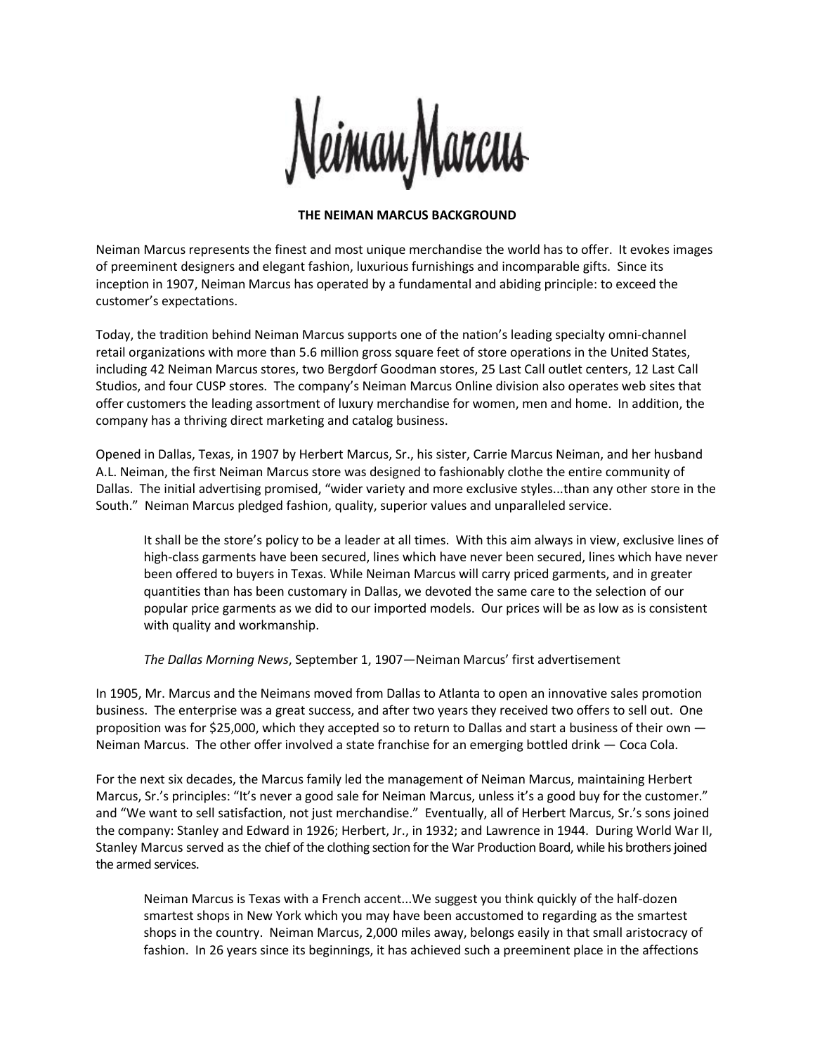Neiman Marcus

**THE NEIMAN MARCUS BACKGROUND**

Neiman Marcus represents the finest and most unique merchandise the world has to offer. It evokes images of preeminent designers and elegant fashion, luxurious furnishings and incomparable gifts. Since its inception in 1907, Neiman Marcus has operated by a fundamental and abiding principle: to exceed the customer's expectations.

Today, the tradition behind Neiman Marcus supports one of the nation's leading specialty omni-channel retail organizations with more than 5.6 million gross square feet of store operations in the United States, including 42 Neiman Marcus stores, two Bergdorf Goodman stores, 25 Last Call outlet centers, 12 Last Call Studios, and four CUSP stores. The company's Neiman Marcus Online division also operates web sites that offer customers the leading assortment of luxury merchandise for women, men and home. In addition, the company has a thriving direct marketing and catalog business.

Opened in Dallas, Texas, in 1907 by Herbert Marcus, Sr., his sister, Carrie Marcus Neiman, and her husband A.L. Neiman, the first Neiman Marcus store was designed to fashionably clothe the entire community of Dallas. The initial advertising promised, "wider variety and more exclusive styles...than any other store in the South." Neiman Marcus pledged fashion, quality, superior values and unparalleled service.

> It shall be the store's policy to be a leader at all times. With this aim always in view, exclusive lines of high-class garments have been secured, lines which have never been secured, lines which have never been offered to buyers in Texas. While Neiman Marcus will carry priced garments, and in greater quantities than has been customary in Dallas, we devoted the same care to the selection of our popular price garments as we did to our imported models. Our prices will be as low as is consistent with quality and workmanship.
>
> *The Dallas Morning News*, September 1, 1907—Neiman Marcus' first advertisement

In 1905, Mr. Marcus and the Neimans moved from Dallas to Atlanta to open an innovative sales promotion business. The enterprise was a great success, and after two years they received two offers to sell out. One proposition was for $25,000, which they accepted so to return to Dallas and start a business of their own — Neiman Marcus. The other offer involved a state franchise for an emerging bottled drink — Coca Cola.

For the next six decades, the Marcus family led the management of Neiman Marcus, maintaining Herbert Marcus, Sr.'s principles: "It's never a good sale for Neiman Marcus, unless it's a good buy for the customer." and "We want to sell satisfaction, not just merchandise." Eventually, all of Herbert Marcus, Sr.'s sons joined the company: Stanley and Edward in 1926; Herbert, Jr., in 1932; and Lawrence in 1944. During World War II, Stanley Marcus served as the chief of the clothing section for the War Production Board, while his brothers joined the armed services.

> Neiman Marcus is Texas with a French accent...We suggest you think quickly of the half-dozen smartest shops in New York which you may have been accustomed to regarding as the smartest shops in the country. Neiman Marcus, 2,000 miles away, belongs easily in that small aristocracy of fashion. In 26 years since its beginnings, it has achieved such a preeminent place in the affections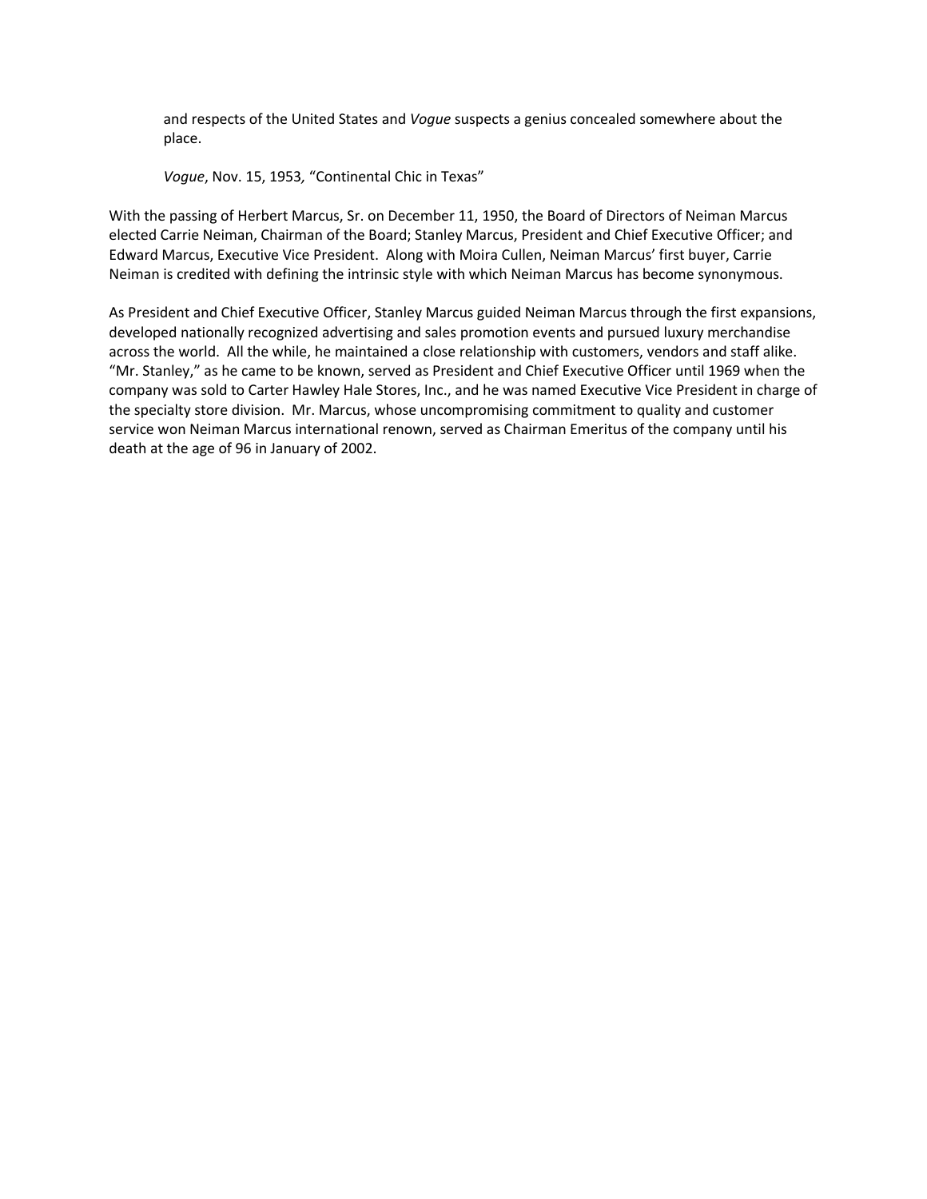> and respects of the United States and *Vogue* suspects a genius concealed somewhere about the place.
>
> *Vogue*, Nov. 15, 1953, "Continental Chic in Texas"

With the passing of Herbert Marcus, Sr. on December 11, 1950, the Board of Directors of Neiman Marcus elected Carrie Neiman, Chairman of the Board; Stanley Marcus, President and Chief Executive Officer; and Edward Marcus, Executive Vice President. Along with Moira Cullen, Neiman Marcus' first buyer, Carrie Neiman is credited with defining the intrinsic style with which Neiman Marcus has become synonymous.

As President and Chief Executive Officer, Stanley Marcus guided Neiman Marcus through the first expansions, developed nationally recognized advertising and sales promotion events and pursued luxury merchandise across the world. All the while, he maintained a close relationship with customers, vendors and staff alike. "Mr. Stanley," as he came to be known, served as President and Chief Executive Officer until 1969 when the company was sold to Carter Hawley Hale Stores, Inc., and he was named Executive Vice President in charge of the specialty store division. Mr. Marcus, whose uncompromising commitment to quality and customer service won Neiman Marcus international renown, served as Chairman Emeritus of the company until his death at the age of 96 in January of 2002.